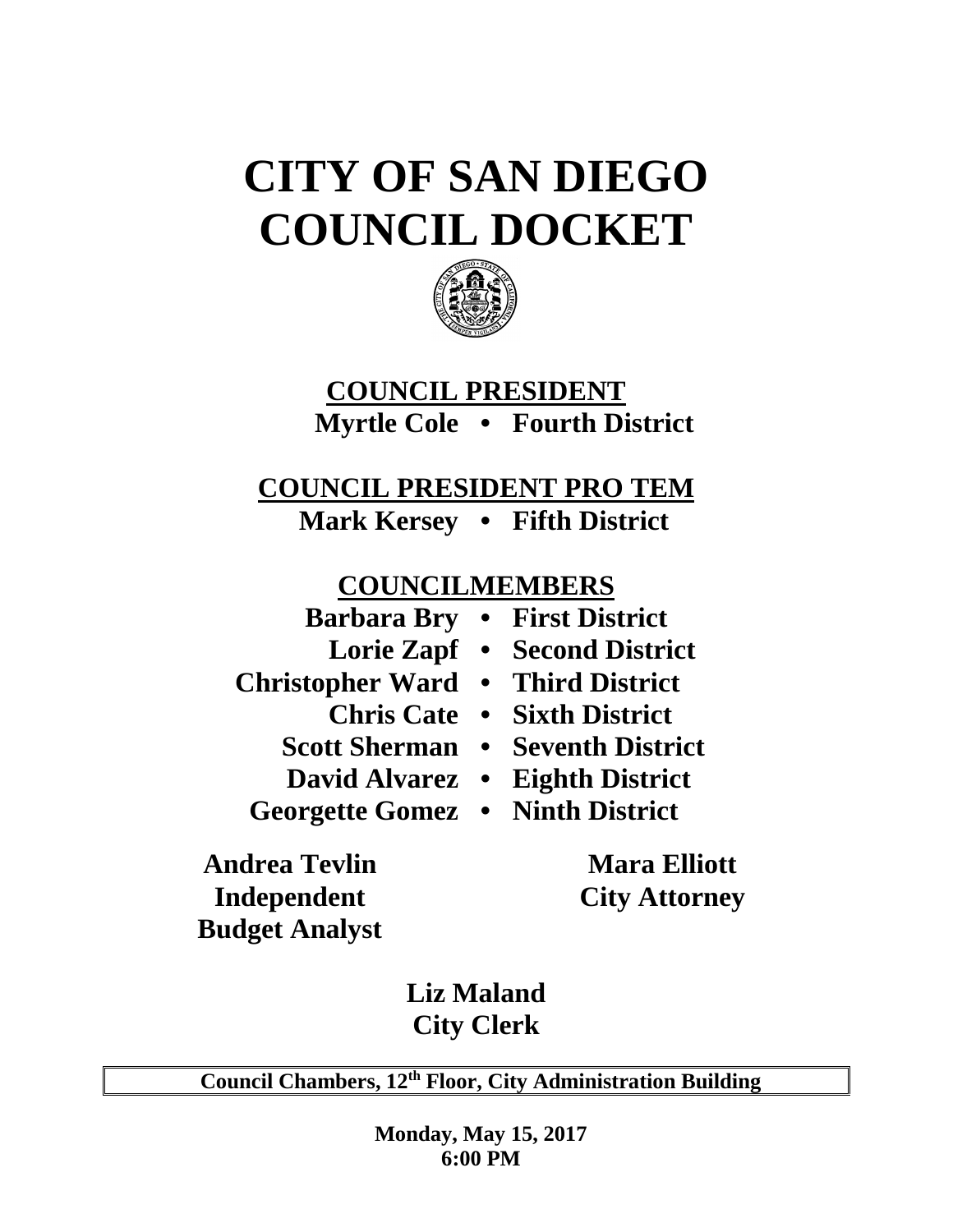# CITY OF SAN DIEGO COUNCIL DOCKET

## COUNCIL PRESIDENT

**Myrtle Cole • Fourth District**

## COUNCIL PRESIDENT PRO TEM

**Mark Kersey • Fifth District**

## COUNCILMEMBERS

**Barbara Bry • First District**

**Lorie Zapf • Second District**

**Christopher Ward • Third District**

**Chris Cate • Sixth District**

**Scott Sherman • Seventh District**

**David Alvarez • Eighth District**

**Georgette Gomez • Ninth District**

**Andrea Tevlin**
**Independent Budget Analyst**

**Mara Elliott**
**City Attorney**

**Liz Maland**
**City Clerk**

**Council Chambers, 12th Floor, City Administration Building**

**Monday, May 15, 2017**
**6:00 PM**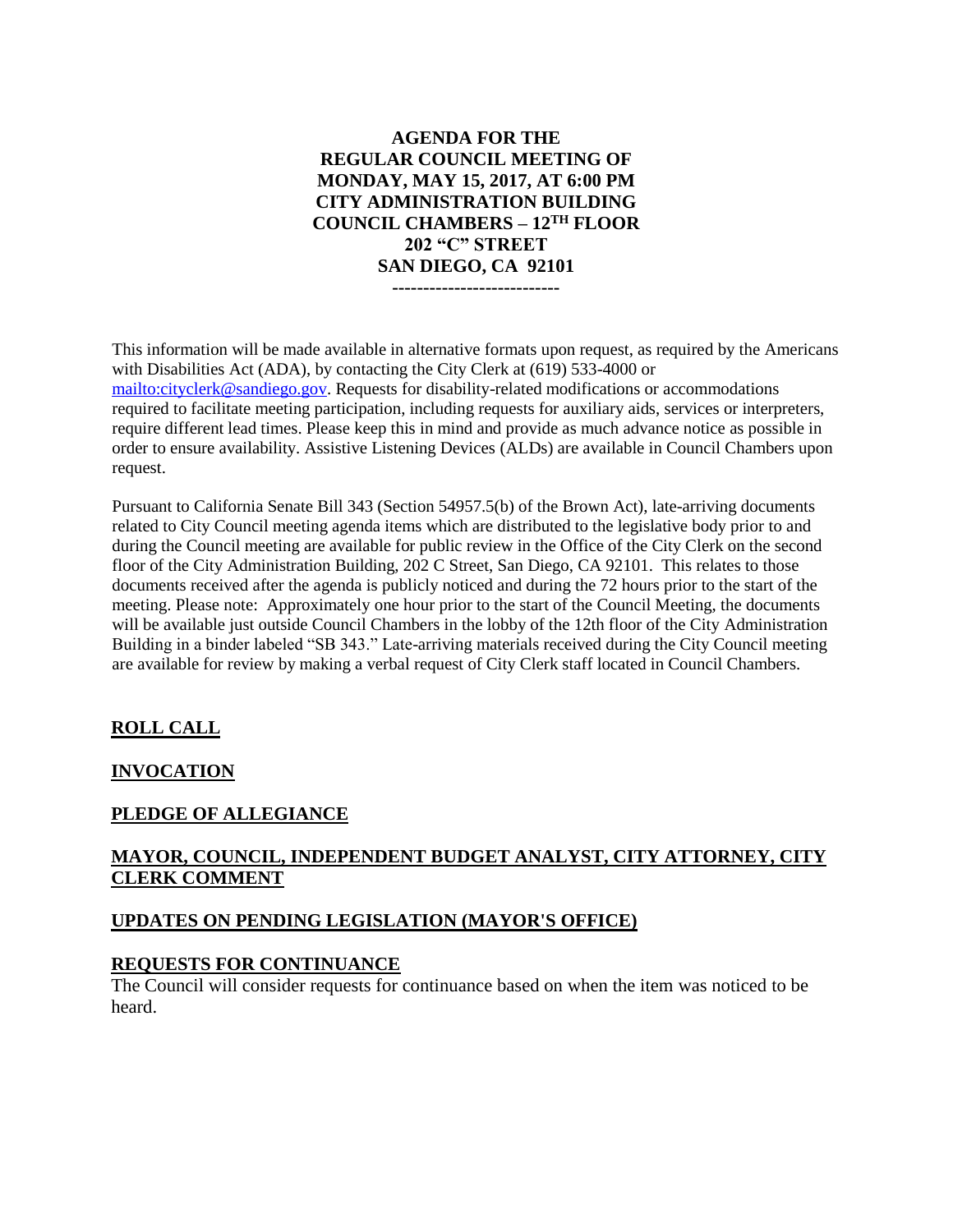**AGENDA FOR THE**
**REGULAR COUNCIL MEETING OF**
**MONDAY, MAY 15, 2017, AT 6:00 PM**
**CITY ADMINISTRATION BUILDING**
**COUNCIL CHAMBERS – 12TH FLOOR**
**202 "C" STREET**
**SAN DIEGO, CA 92101**

---

This information will be made available in alternative formats upon request, as required by the Americans with Disabilities Act (ADA), by contacting the City Clerk at (619) 533-4000 or mailto:cityclerk@sandiego.gov. Requests for disability-related modifications or accommodations required to facilitate meeting participation, including requests for auxiliary aids, services or interpreters, require different lead times. Please keep this in mind and provide as much advance notice as possible in order to ensure availability. Assistive Listening Devices (ALDs) are available in Council Chambers upon request.

Pursuant to California Senate Bill 343 (Section 54957.5(b) of the Brown Act), late-arriving documents related to City Council meeting agenda items which are distributed to the legislative body prior to and during the Council meeting are available for public review in the Office of the City Clerk on the second floor of the City Administration Building, 202 C Street, San Diego, CA 92101. This relates to those documents received after the agenda is publicly noticed and during the 72 hours prior to the start of the meeting. Please note: Approximately one hour prior to the start of the Council Meeting, the documents will be available just outside Council Chambers in the lobby of the 12th floor of the City Administration Building in a binder labeled "SB 343." Late-arriving materials received during the City Council meeting are available for review by making a verbal request of City Clerk staff located in Council Chambers.

## ROLL CALL

## INVOCATION

## PLEDGE OF ALLEGIANCE

## MAYOR, COUNCIL, INDEPENDENT BUDGET ANALYST, CITY ATTORNEY, CITY CLERK COMMENT

## UPDATES ON PENDING LEGISLATION (MAYOR'S OFFICE)

## REQUESTS FOR CONTINUANCE

The Council will consider requests for continuance based on when the item was noticed to be heard.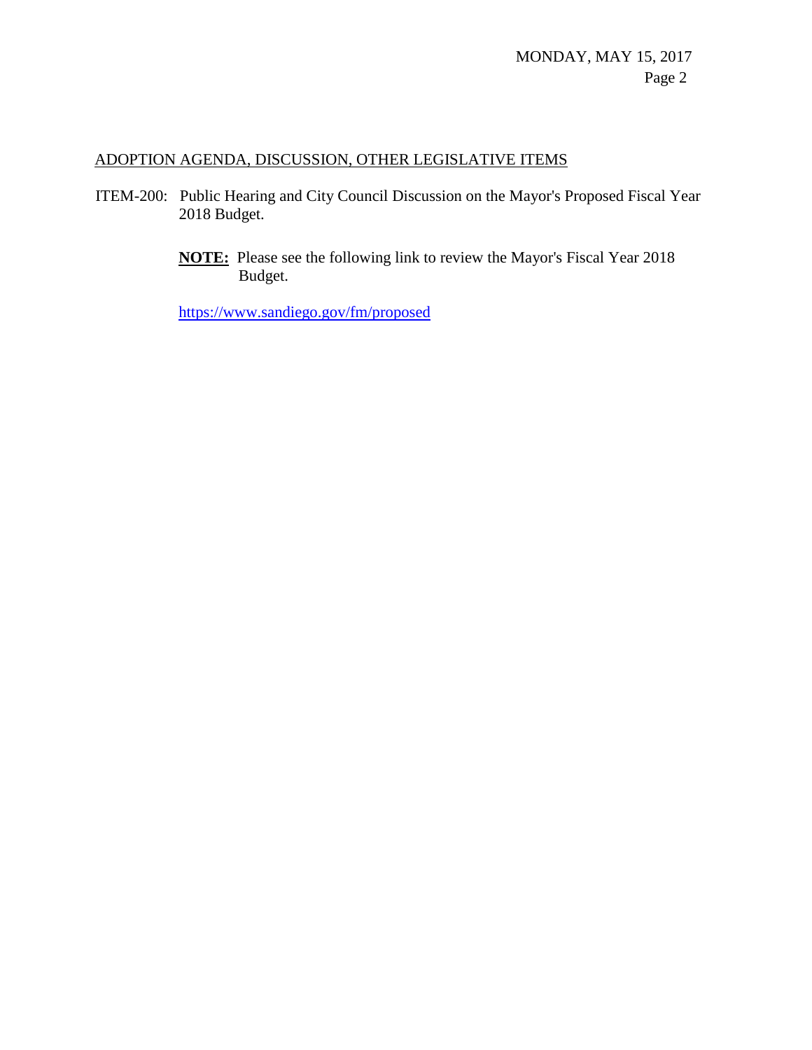## ADOPTION AGENDA, DISCUSSION, OTHER LEGISLATIVE ITEMS

ITEM-200: Public Hearing and City Council Discussion on the Mayor's Proposed Fiscal Year 2018 Budget.

**NOTE:** Please see the following link to review the Mayor's Fiscal Year 2018 Budget.

https://www.sandiego.gov/fm/proposed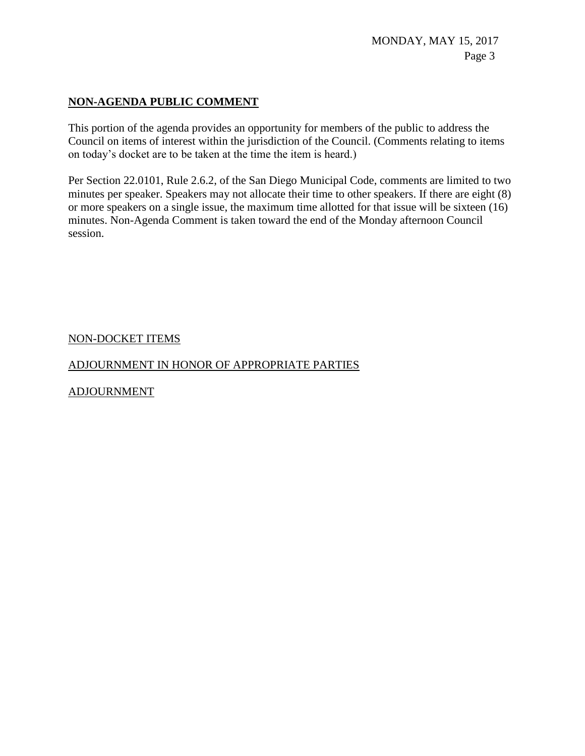## NON-AGENDA PUBLIC COMMENT

This portion of the agenda provides an opportunity for members of the public to address the Council on items of interest within the jurisdiction of the Council. (Comments relating to items on today's docket are to be taken at the time the item is heard.)

Per Section 22.0101, Rule 2.6.2, of the San Diego Municipal Code, comments are limited to two minutes per speaker. Speakers may not allocate their time to other speakers. If there are eight (8) or more speakers on a single issue, the maximum time allotted for that issue will be sixteen (16) minutes. Non-Agenda Comment is taken toward the end of the Monday afternoon Council session.

NON-DOCKET ITEMS

ADJOURNMENT IN HONOR OF APPROPRIATE PARTIES

ADJOURNMENT